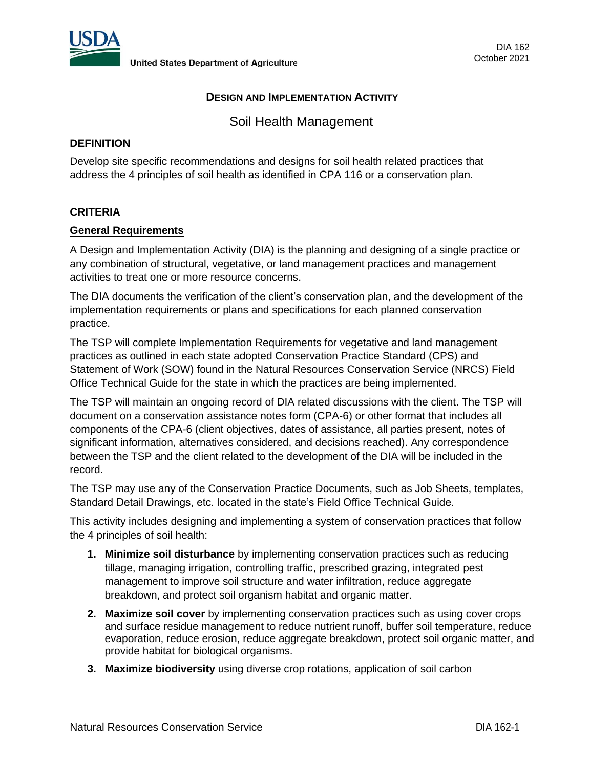USDA United States Department of Agriculture

DIA 162
October 2021

# DESIGN AND IMPLEMENTATION ACTIVITY

## Soil Health Management

### DEFINITION

Develop site specific recommendations and designs for soil health related practices that address the 4 principles of soil health as identified in CPA 116 or a conservation plan.

### CRITERIA

#### General Requirements

A Design and Implementation Activity (DIA) is the planning and designing of a single practice or any combination of structural, vegetative, or land management practices and management activities to treat one or more resource concerns.

The DIA documents the verification of the client's conservation plan, and the development of the implementation requirements or plans and specifications for each planned conservation practice.

The TSP will complete Implementation Requirements for vegetative and land management practices as outlined in each state adopted Conservation Practice Standard (CPS) and Statement of Work (SOW) found in the Natural Resources Conservation Service (NRCS) Field Office Technical Guide for the state in which the practices are being implemented.

The TSP will maintain an ongoing record of DIA related discussions with the client. The TSP will document on a conservation assistance notes form (CPA-6) or other format that includes all components of the CPA-6 (client objectives, dates of assistance, all parties present, notes of significant information, alternatives considered, and decisions reached). Any correspondence between the TSP and the client related to the development of the DIA will be included in the record.

The TSP may use any of the Conservation Practice Documents, such as Job Sheets, templates, Standard Detail Drawings, etc. located in the state's Field Office Technical Guide.

This activity includes designing and implementing a system of conservation practices that follow the 4 principles of soil health:

1. **Minimize soil disturbance** by implementing conservation practices such as reducing tillage, managing irrigation, controlling traffic, prescribed grazing, integrated pest management to improve soil structure and water infiltration, reduce aggregate breakdown, and protect soil organism habitat and organic matter.
2. **Maximize soil cover** by implementing conservation practices such as using cover crops and surface residue management to reduce nutrient runoff, buffer soil temperature, reduce evaporation, reduce erosion, reduce aggregate breakdown, protect soil organic matter, and provide habitat for biological organisms.
3. **Maximize biodiversity** using diverse crop rotations, application of soil carbon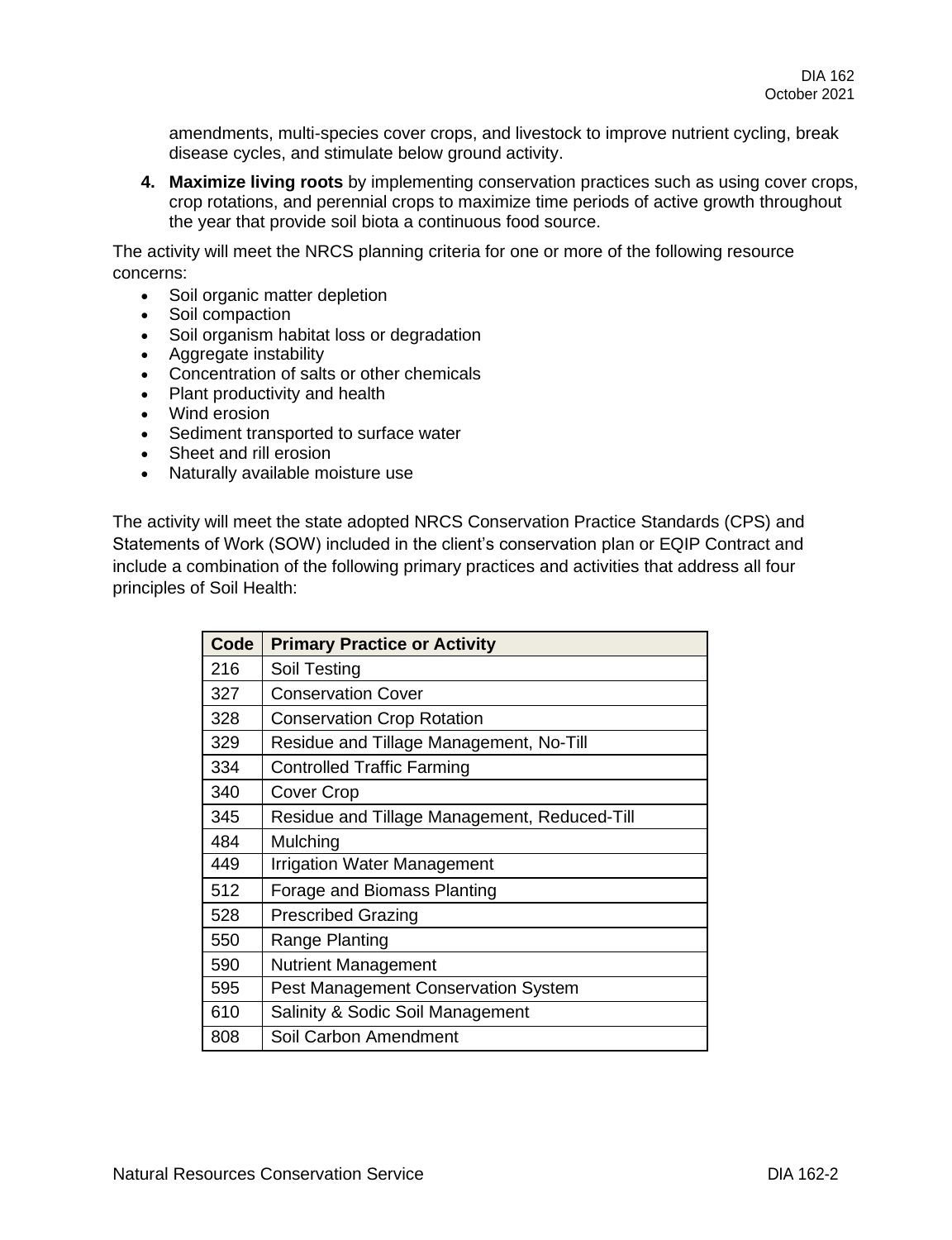amendments, multi-species cover crops, and livestock to improve nutrient cycling, break disease cycles, and stimulate below ground activity.

4. **Maximize living roots** by implementing conservation practices such as using cover crops, crop rotations, and perennial crops to maximize time periods of active growth throughout the year that provide soil biota a continuous food source.

The activity will meet the NRCS planning criteria for one or more of the following resource concerns:

- Soil organic matter depletion
- Soil compaction
- Soil organism habitat loss or degradation
- Aggregate instability
- Concentration of salts or other chemicals
- Plant productivity and health
- Wind erosion
- Sediment transported to surface water
- Sheet and rill erosion
- Naturally available moisture use

The activity will meet the state adopted NRCS Conservation Practice Standards (CPS) and Statements of Work (SOW) included in the client's conservation plan or EQIP Contract and include a combination of the following primary practices and activities that address all four principles of Soil Health:

| Code | Primary Practice or Activity |
|---|---|
| 216 | Soil Testing |
| 327 | Conservation Cover |
| 328 | Conservation Crop Rotation |
| 329 | Residue and Tillage Management, No-Till |
| 334 | Controlled Traffic Farming |
| 340 | Cover Crop |
| 345 | Residue and Tillage Management, Reduced-Till |
| 484 | Mulching |
| 449 | Irrigation Water Management |
| 512 | Forage and Biomass Planting |
| 528 | Prescribed Grazing |
| 550 | Range Planting |
| 590 | Nutrient Management |
| 595 | Pest Management Conservation System |
| 610 | Salinity & Sodic Soil Management |
| 808 | Soil Carbon Amendment |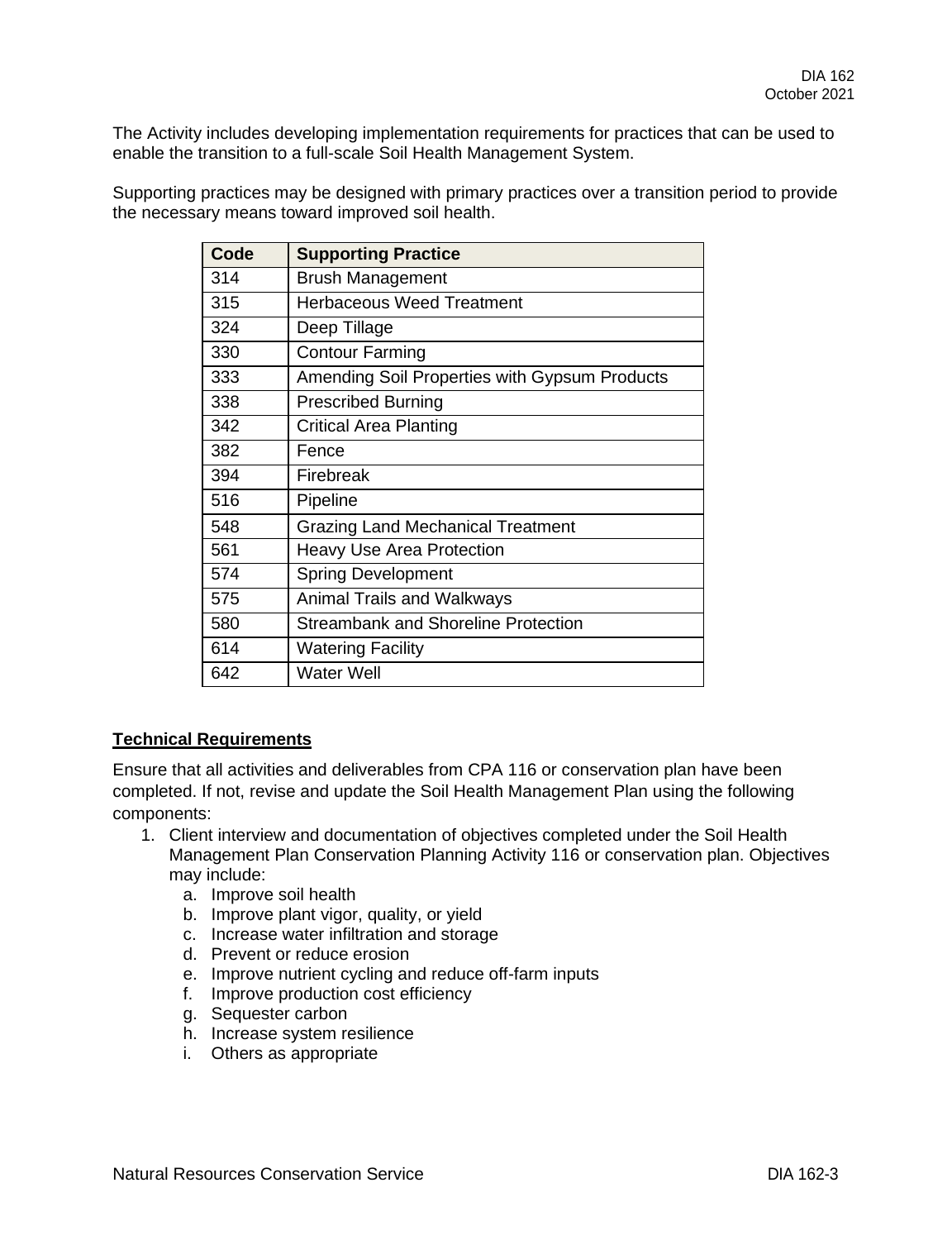The Activity includes developing implementation requirements for practices that can be used to enable the transition to a full-scale Soil Health Management System.

Supporting practices may be designed with primary practices over a transition period to provide the necessary means toward improved soil health.

| Code | Supporting Practice |
| --- | --- |
| 314 | Brush Management |
| 315 | Herbaceous Weed Treatment |
| 324 | Deep Tillage |
| 330 | Contour Farming |
| 333 | Amending Soil Properties with Gypsum Products |
| 338 | Prescribed Burning |
| 342 | Critical Area Planting |
| 382 | Fence |
| 394 | Firebreak |
| 516 | Pipeline |
| 548 | Grazing Land Mechanical Treatment |
| 561 | Heavy Use Area Protection |
| 574 | Spring Development |
| 575 | Animal Trails and Walkways |
| 580 | Streambank and Shoreline Protection |
| 614 | Watering Facility |
| 642 | Water Well |

## Technical Requirements

Ensure that all activities and deliverables from CPA 116 or conservation plan have been completed. If not, revise and update the Soil Health Management Plan using the following components:

1. Client interview and documentation of objectives completed under the Soil Health Management Plan Conservation Planning Activity 116 or conservation plan. Objectives may include:
   a. Improve soil health
   b. Improve plant vigor, quality, or yield
   c. Increase water infiltration and storage
   d. Prevent or reduce erosion
   e. Improve nutrient cycling and reduce off-farm inputs
   f. Improve production cost efficiency
   g. Sequester carbon
   h. Increase system resilience
   i. Others as appropriate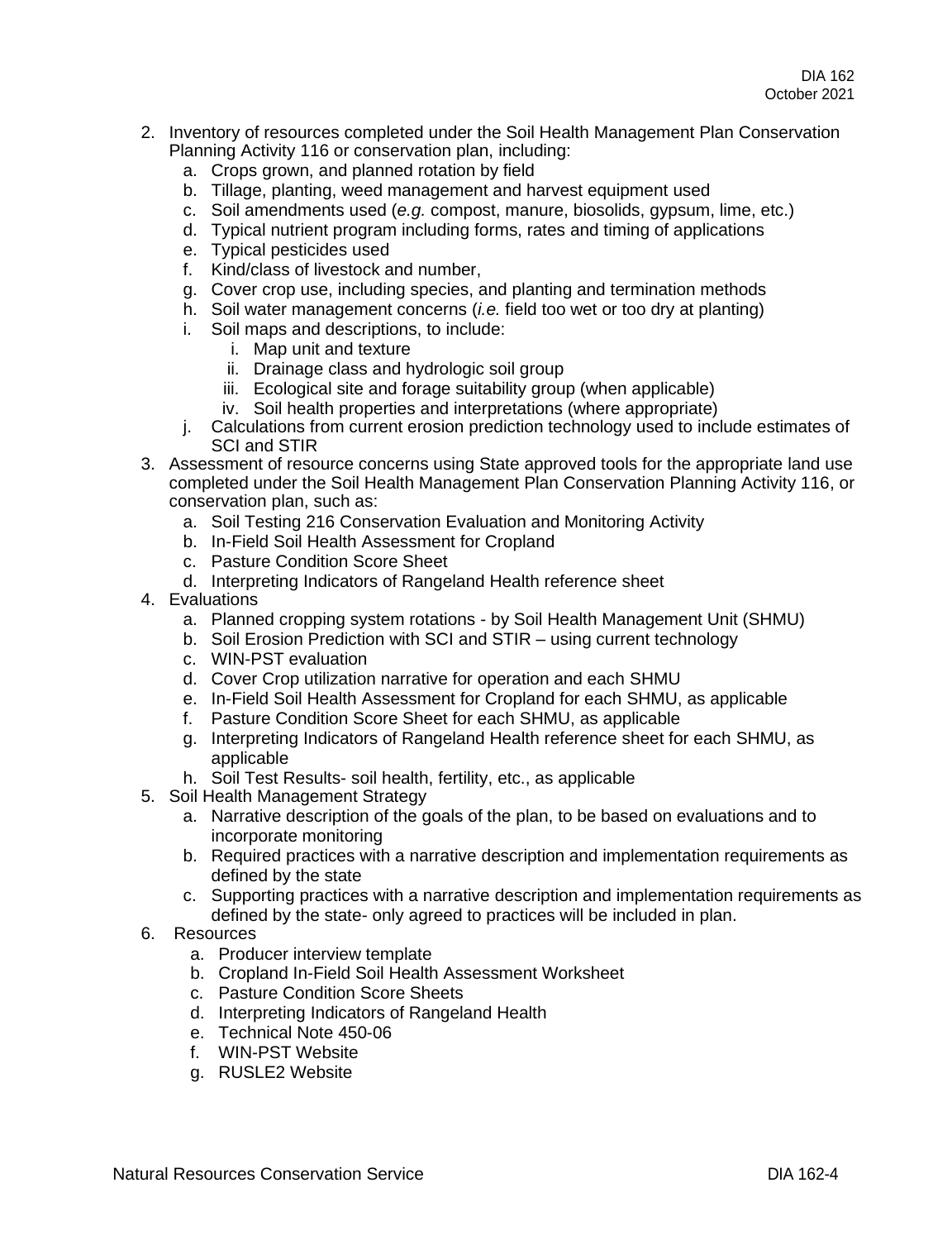2. Inventory of resources completed under the Soil Health Management Plan Conservation Planning Activity 116 or conservation plan, including:
    a. Crops grown, and planned rotation by field
    b. Tillage, planting, weed management and harvest equipment used
    c. Soil amendments used (*e.g.* compost, manure, biosolids, gypsum, lime, etc.)
    d. Typical nutrient program including forms, rates and timing of applications
    e. Typical pesticides used
    f. Kind/class of livestock and number,
    g. Cover crop use, including species, and planting and termination methods
    h. Soil water management concerns (*i.e.* field too wet or too dry at planting)
    i. Soil maps and descriptions, to include:
        i. Map unit and texture
        ii. Drainage class and hydrologic soil group
        iii. Ecological site and forage suitability group (when applicable)
        iv. Soil health properties and interpretations (where appropriate)
    j. Calculations from current erosion prediction technology used to include estimates of SCI and STIR
3. Assessment of resource concerns using State approved tools for the appropriate land use completed under the Soil Health Management Plan Conservation Planning Activity 116, or conservation plan, such as:
    a. Soil Testing 216 Conservation Evaluation and Monitoring Activity
    b. In-Field Soil Health Assessment for Cropland
    c. Pasture Condition Score Sheet
    d. Interpreting Indicators of Rangeland Health reference sheet
4. Evaluations
    a. Planned cropping system rotations - by Soil Health Management Unit (SHMU)
    b. Soil Erosion Prediction with SCI and STIR – using current technology
    c. WIN-PST evaluation
    d. Cover Crop utilization narrative for operation and each SHMU
    e. In-Field Soil Health Assessment for Cropland for each SHMU, as applicable
    f. Pasture Condition Score Sheet for each SHMU, as applicable
    g. Interpreting Indicators of Rangeland Health reference sheet for each SHMU, as applicable
    h. Soil Test Results- soil health, fertility, etc., as applicable
5. Soil Health Management Strategy
    a. Narrative description of the goals of the plan, to be based on evaluations and to incorporate monitoring
    b. Required practices with a narrative description and implementation requirements as defined by the state
    c. Supporting practices with a narrative description and implementation requirements as defined by the state- only agreed to practices will be included in plan.
6. Resources
    a. Producer interview template
    b. Cropland In-Field Soil Health Assessment Worksheet
    c. Pasture Condition Score Sheets
    d. Interpreting Indicators of Rangeland Health
    e. Technical Note 450-06
    f. WIN-PST Website
    g. RUSLE2 Website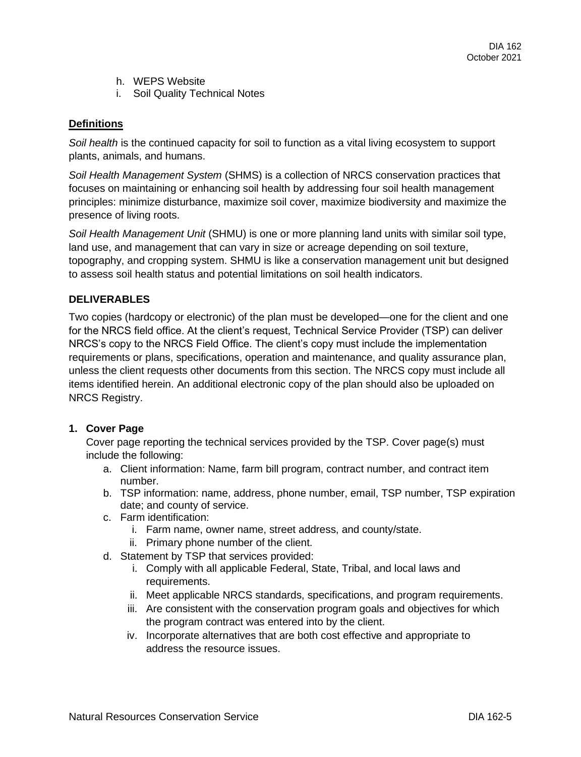h. WEPS Website
i. Soil Quality Technical Notes

## Definitions

*Soil health* is the continued capacity for soil to function as a vital living ecosystem to support plants, animals, and humans.

*Soil Health Management System* (SHMS) is a collection of NRCS conservation practices that focuses on maintaining or enhancing soil health by addressing four soil health management principles: minimize disturbance, maximize soil cover, maximize biodiversity and maximize the presence of living roots.

*Soil Health Management Unit* (SHMU) is one or more planning land units with similar soil type, land use, and management that can vary in size or acreage depending on soil texture, topography, and cropping system. SHMU is like a conservation management unit but designed to assess soil health status and potential limitations on soil health indicators.

## DELIVERABLES

Two copies (hardcopy or electronic) of the plan must be developed—one for the client and one for the NRCS field office. At the client's request, Technical Service Provider (TSP) can deliver NRCS's copy to the NRCS Field Office. The client's copy must include the implementation requirements or plans, specifications, operation and maintenance, and quality assurance plan, unless the client requests other documents from this section. The NRCS copy must include all items identified herein. An additional electronic copy of the plan should also be uploaded on NRCS Registry.

### 1. Cover Page

Cover page reporting the technical services provided by the TSP. Cover page(s) must include the following:

a. Client information: Name, farm bill program, contract number, and contract item number.
b. TSP information: name, address, phone number, email, TSP number, TSP expiration date; and county of service.
c. Farm identification:
    i. Farm name, owner name, street address, and county/state.
    ii. Primary phone number of the client.
d. Statement by TSP that services provided:
    i. Comply with all applicable Federal, State, Tribal, and local laws and requirements.
    ii. Meet applicable NRCS standards, specifications, and program requirements.
    iii. Are consistent with the conservation program goals and objectives for which the program contract was entered into by the client.
    iv. Incorporate alternatives that are both cost effective and appropriate to address the resource issues.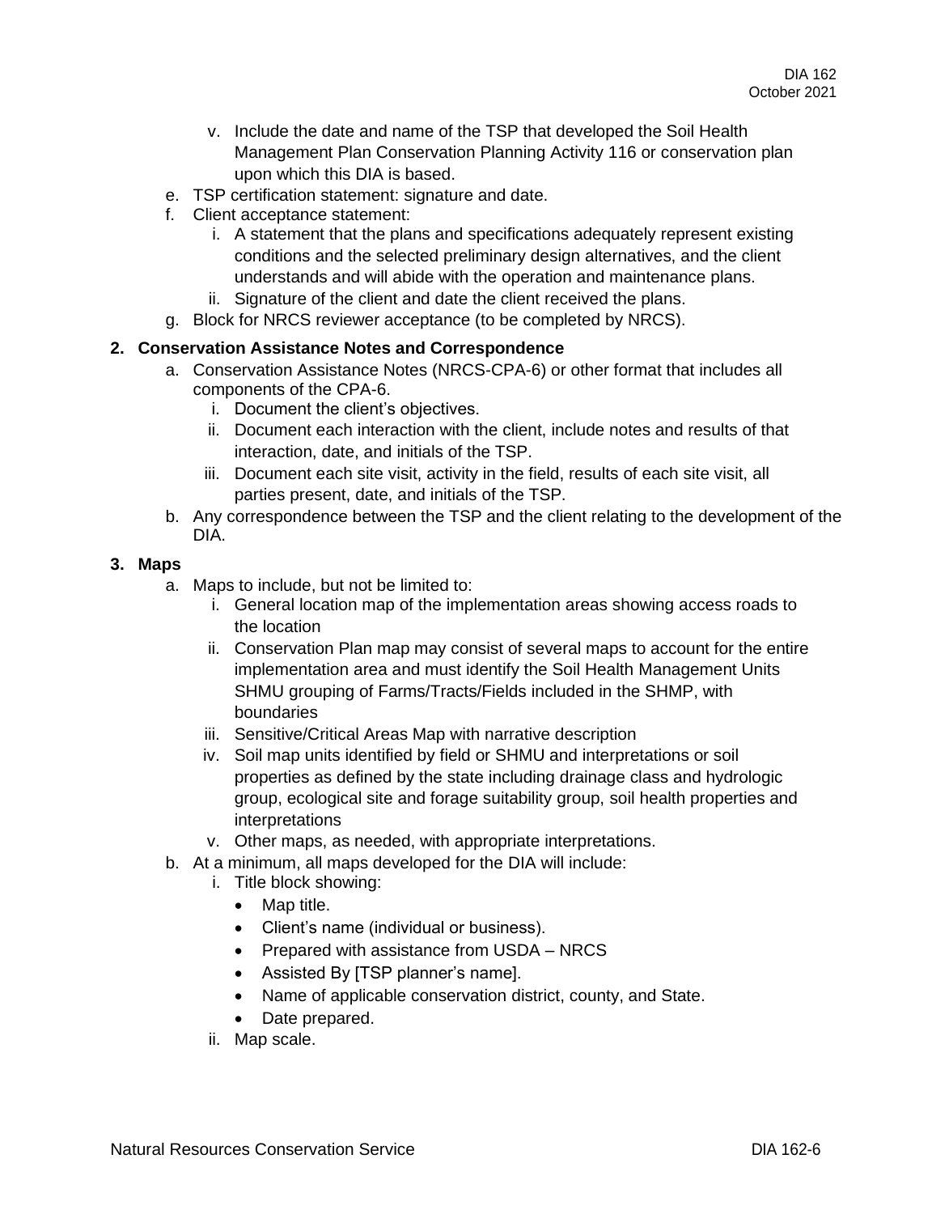v. Include the date and name of the TSP that developed the Soil Health Management Plan Conservation Planning Activity 116 or conservation plan upon which this DIA is based.

e. TSP certification statement: signature and date.

f. Client acceptance statement:

   i. A statement that the plans and specifications adequately represent existing conditions and the selected preliminary design alternatives, and the client understands and will abide with the operation and maintenance plans.

   ii. Signature of the client and date the client received the plans.

g. Block for NRCS reviewer acceptance (to be completed by NRCS).

**2. Conservation Assistance Notes and Correspondence**

a. Conservation Assistance Notes (NRCS-CPA-6) or other format that includes all components of the CPA-6.

   i. Document the client's objectives.

   ii. Document each interaction with the client, include notes and results of that interaction, date, and initials of the TSP.

   iii. Document each site visit, activity in the field, results of each site visit, all parties present, date, and initials of the TSP.

b. Any correspondence between the TSP and the client relating to the development of the DIA.

**3. Maps**

a. Maps to include, but not be limited to:

   i. General location map of the implementation areas showing access roads to the location

   ii. Conservation Plan map may consist of several maps to account for the entire implementation area and must identify the Soil Health Management Units SHMU grouping of Farms/Tracts/Fields included in the SHMP, with boundaries

   iii. Sensitive/Critical Areas Map with narrative description

   iv. Soil map units identified by field or SHMU and interpretations or soil properties as defined by the state including drainage class and hydrologic group, ecological site and forage suitability group, soil health properties and interpretations

   v. Other maps, as needed, with appropriate interpretations.

b. At a minimum, all maps developed for the DIA will include:

   i. Title block showing:

      - Map title.
      - Client's name (individual or business).
      - Prepared with assistance from USDA – NRCS
      - Assisted By [TSP planner's name].
      - Name of applicable conservation district, county, and State.
      - Date prepared.

   ii. Map scale.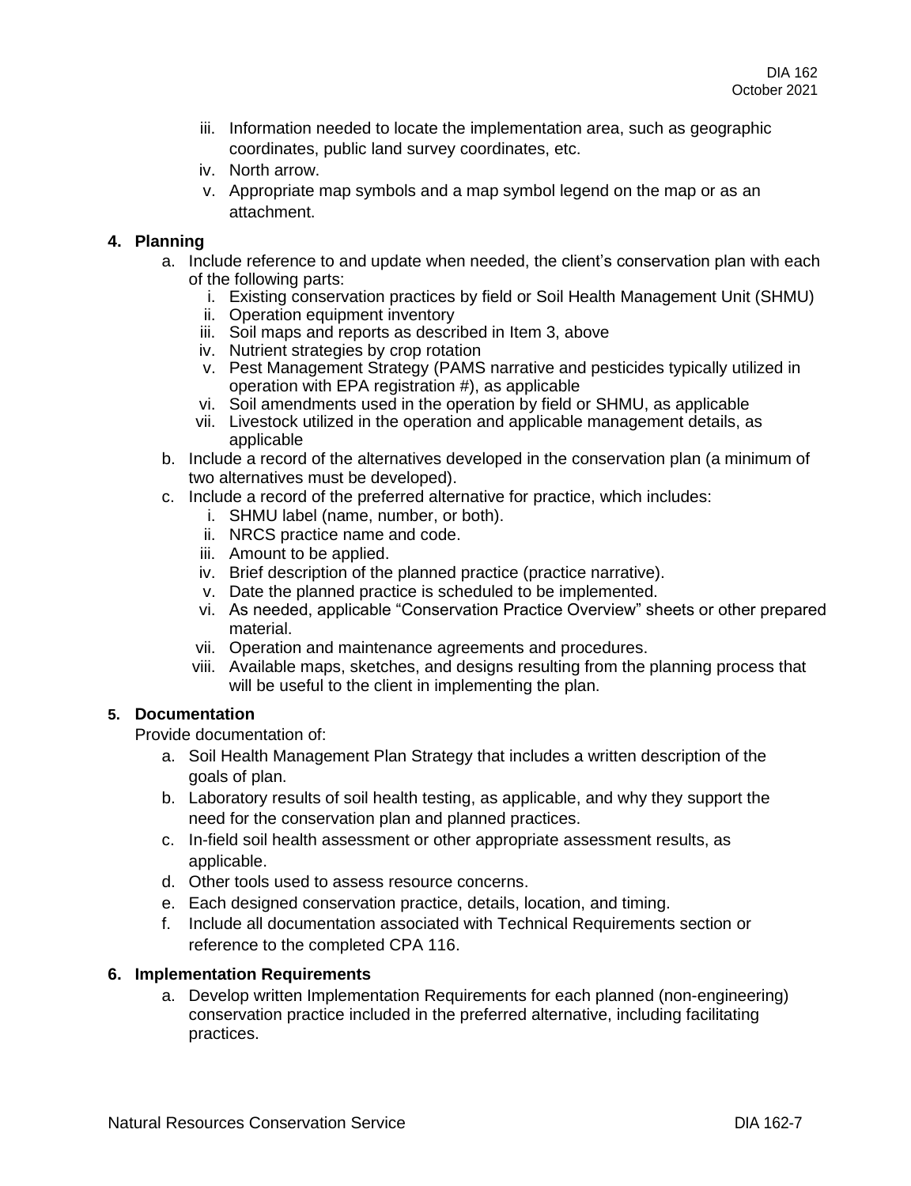iii. Information needed to locate the implementation area, such as geographic coordinates, public land survey coordinates, etc.
   iv. North arrow.
   v. Appropriate map symbols and a map symbol legend on the map or as an attachment.

**4. Planning**

a. Include reference to and update when needed, the client's conservation plan with each of the following parts:
   i. Existing conservation practices by field or Soil Health Management Unit (SHMU)
   ii. Operation equipment inventory
   iii. Soil maps and reports as described in Item 3, above
   iv. Nutrient strategies by crop rotation
   v. Pest Management Strategy (PAMS narrative and pesticides typically utilized in operation with EPA registration #), as applicable
   vi. Soil amendments used in the operation by field or SHMU, as applicable
   vii. Livestock utilized in the operation and applicable management details, as applicable

b. Include a record of the alternatives developed in the conservation plan (a minimum of two alternatives must be developed).

c. Include a record of the preferred alternative for practice, which includes:
   i. SHMU label (name, number, or both).
   ii. NRCS practice name and code.
   iii. Amount to be applied.
   iv. Brief description of the planned practice (practice narrative).
   v. Date the planned practice is scheduled to be implemented.
   vi. As needed, applicable "Conservation Practice Overview" sheets or other prepared material.
   vii. Operation and maintenance agreements and procedures.
   viii. Available maps, sketches, and designs resulting from the planning process that will be useful to the client in implementing the plan.

**5. Documentation**

Provide documentation of:

a. Soil Health Management Plan Strategy that includes a written description of the goals of plan.
b. Laboratory results of soil health testing, as applicable, and why they support the need for the conservation plan and planned practices.
c. In-field soil health assessment or other appropriate assessment results, as applicable.
d. Other tools used to assess resource concerns.
e. Each designed conservation practice, details, location, and timing.
f. Include all documentation associated with Technical Requirements section or reference to the completed CPA 116.

**6. Implementation Requirements**

a. Develop written Implementation Requirements for each planned (non-engineering) conservation practice included in the preferred alternative, including facilitating practices.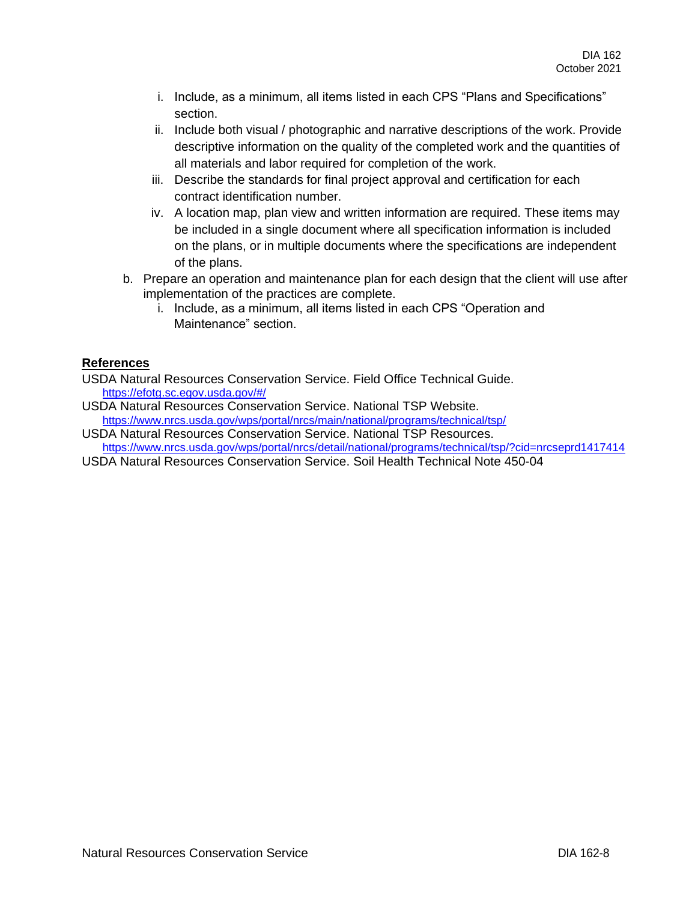i. Include, as a minimum, all items listed in each CPS "Plans and Specifications" section.
ii. Include both visual / photographic and narrative descriptions of the work. Provide descriptive information on the quality of the completed work and the quantities of all materials and labor required for completion of the work.
iii. Describe the standards for final project approval and certification for each contract identification number.
iv. A location map, plan view and written information are required. These items may be included in a single document where all specification information is included on the plans, or in multiple documents where the specifications are independent of the plans.

b. Prepare an operation and maintenance plan for each design that the client will use after implementation of the practices are complete.
   i. Include, as a minimum, all items listed in each CPS "Operation and Maintenance" section.

## References

USDA Natural Resources Conservation Service. Field Office Technical Guide. https://efotg.sc.egov.usda.gov/#/

USDA Natural Resources Conservation Service. National TSP Website. https://www.nrcs.usda.gov/wps/portal/nrcs/main/national/programs/technical/tsp/

USDA Natural Resources Conservation Service. National TSP Resources. https://www.nrcs.usda.gov/wps/portal/nrcs/detail/national/programs/technical/tsp/?cid=nrcseprd1417414

USDA Natural Resources Conservation Service. Soil Health Technical Note 450-04